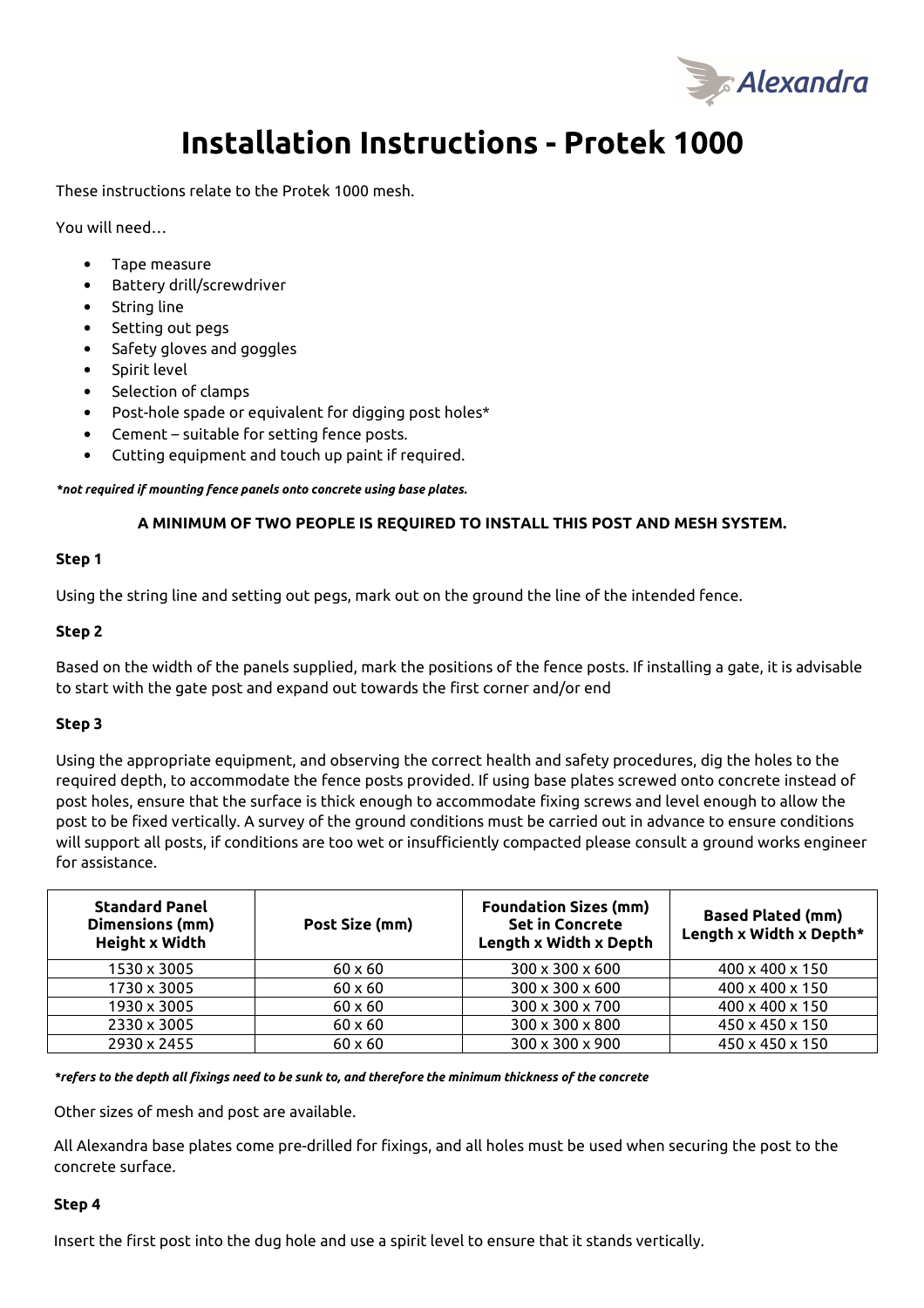# Installation Instructions - Protek 1000

These instructions relate to the Protek 1000 mesh.

You will need…

- Tape measure
- Battery drill/screwdriver
- String line
- Setting out pegs
- Safety gloves and goggles
- Spirit level
- Selection of clamps
- Post-hole spade or equivalent for digging post holes*
- Cement – suitable for setting fence posts.
- Cutting equipment and touch up paint if required.

***not required if mounting fence panels onto concrete using base plates.***

**A MINIMUM OF TWO PEOPLE IS REQUIRED TO INSTALL THIS POST AND MESH SYSTEM.**

**Step 1**

Using the string line and setting out pegs, mark out on the ground the line of the intended fence.

**Step 2**

Based on the width of the panels supplied, mark the positions of the fence posts. If installing a gate, it is advisable to start with the gate post and expand out towards the first corner and/or end

**Step 3**

Using the appropriate equipment, and observing the correct health and safety procedures, dig the holes to the required depth, to accommodate the fence posts provided. If using base plates screwed onto concrete instead of post holes, ensure that the surface is thick enough to accommodate fixing screws and level enough to allow the post to be fixed vertically. A survey of the ground conditions must be carried out in advance to ensure conditions will support all posts, if conditions are too wet or insufficiently compacted please consult a ground works engineer for assistance.

| Standard Panel Dimensions (mm) Height x Width | Post Size (mm) | Foundation Sizes (mm) Set in Concrete Length x Width x Depth | Based Plated (mm) Length x Width x Depth* |
|---|---|---|---|
| 1530 x 3005 | 60 x 60 | 300 x 300 x 600 | 400 x 400 x 150 |
| 1730 x 3005 | 60 x 60 | 300 x 300 x 600 | 400 x 400 x 150 |
| 1930 x 3005 | 60 x 60 | 300 x 300 x 700 | 400 x 400 x 150 |
| 2330 x 3005 | 60 x 60 | 300 x 300 x 800 | 450 x 450 x 150 |
| 2930 x 2455 | 60 x 60 | 300 x 300 x 900 | 450 x 450 x 150 |

***refers to the depth all fixings need to be sunk to, and therefore the minimum thickness of the concrete***

Other sizes of mesh and post are available.

All Alexandra base plates come pre-drilled for fixings, and all holes must be used when securing the post to the concrete surface.

**Step 4**

Insert the first post into the dug hole and use a spirit level to ensure that it stands vertically.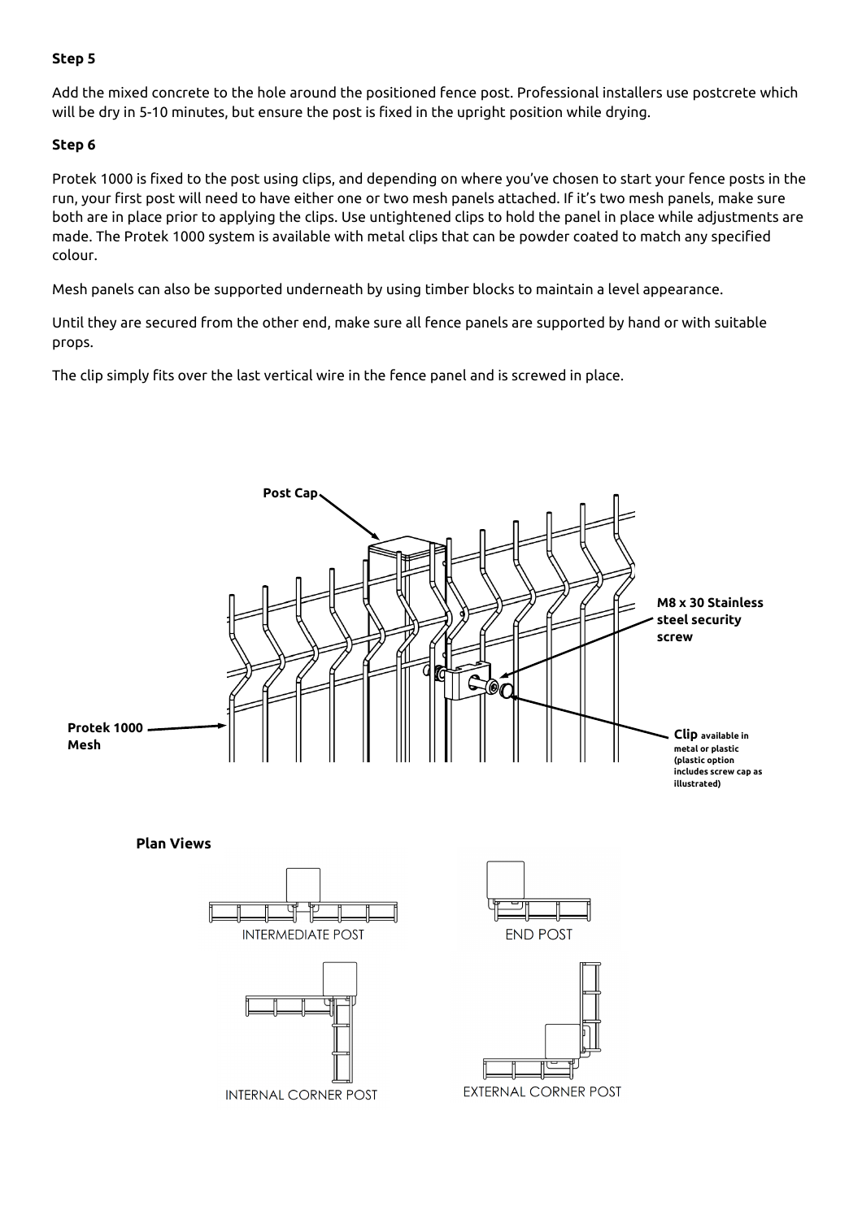**Step 5**

Add the mixed concrete to the hole around the positioned fence post. Professional installers use postcrete which will be dry in 5-10 minutes, but ensure the post is fixed in the upright position while drying.

**Step 6**

Protek 1000 is fixed to the post using clips, and depending on where you've chosen to start your fence posts in the run, your first post will need to have either one or two mesh panels attached. If it's two mesh panels, make sure both are in place prior to applying the clips. Use untightened clips to hold the panel in place while adjustments are made. The Protek 1000 system is available with metal clips that can be powder coated to match any specified colour.

Mesh panels can also be supported underneath by using timber blocks to maintain a level appearance.

Until they are secured from the other end, make sure all fence panels are supported by hand or with suitable props.

The clip simply fits over the last vertical wire in the fence panel and is screwed in place.

**Post Cap**

**M8 x 30 Stainless steel security screw**

**Protek 1000 Mesh**

**Clip** **available in metal or plastic (plastic option includes screw cap as illustrated)**

**Plan Views**

INTERMEDIATE POST

END POST

INTERNAL CORNER POST

EXTERNAL CORNER POST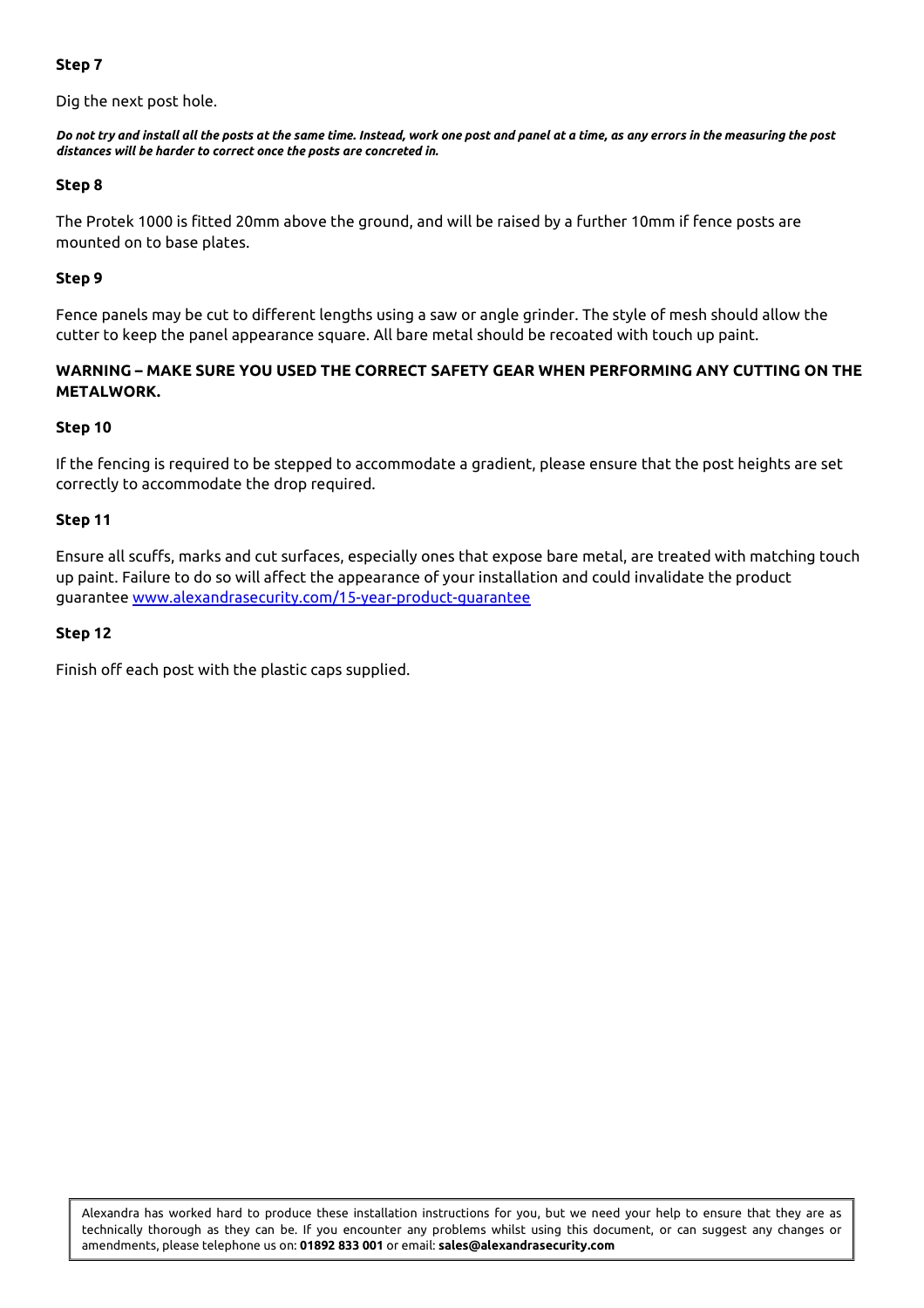**Step 7**

Dig the next post hole.

***Do not try and install all the posts at the same time. Instead, work one post and panel at a time, as any errors in the measuring the post distances will be harder to correct once the posts are concreted in.***

**Step 8**

The Protek 1000 is fitted 20mm above the ground, and will be raised by a further 10mm if fence posts are mounted on to base plates.

**Step 9**

Fence panels may be cut to different lengths using a saw or angle grinder. The style of mesh should allow the cutter to keep the panel appearance square. All bare metal should be recoated with touch up paint.

**WARNING – MAKE SURE YOU USED THE CORRECT SAFETY GEAR WHEN PERFORMING ANY CUTTING ON THE METALWORK.**

**Step 10**

If the fencing is required to be stepped to accommodate a gradient, please ensure that the post heights are set correctly to accommodate the drop required.

**Step 11**

Ensure all scuffs, marks and cut surfaces, especially ones that expose bare metal, are treated with matching touch up paint. Failure to do so will affect the appearance of your installation and could invalidate the product guarantee [www.alexandrasecurity.com/15-year-product-guarantee](http://www.alexandrasecurity.com/15-year-product-guarantee)

**Step 12**

Finish off each post with the plastic caps supplied.

Alexandra has worked hard to produce these installation instructions for you, but we need your help to ensure that they are as technically thorough as they can be. If you encounter any problems whilst using this document, or can suggest any changes or amendments, please telephone us on: **01892 833 001** or email: **sales@alexandrasecurity.com**